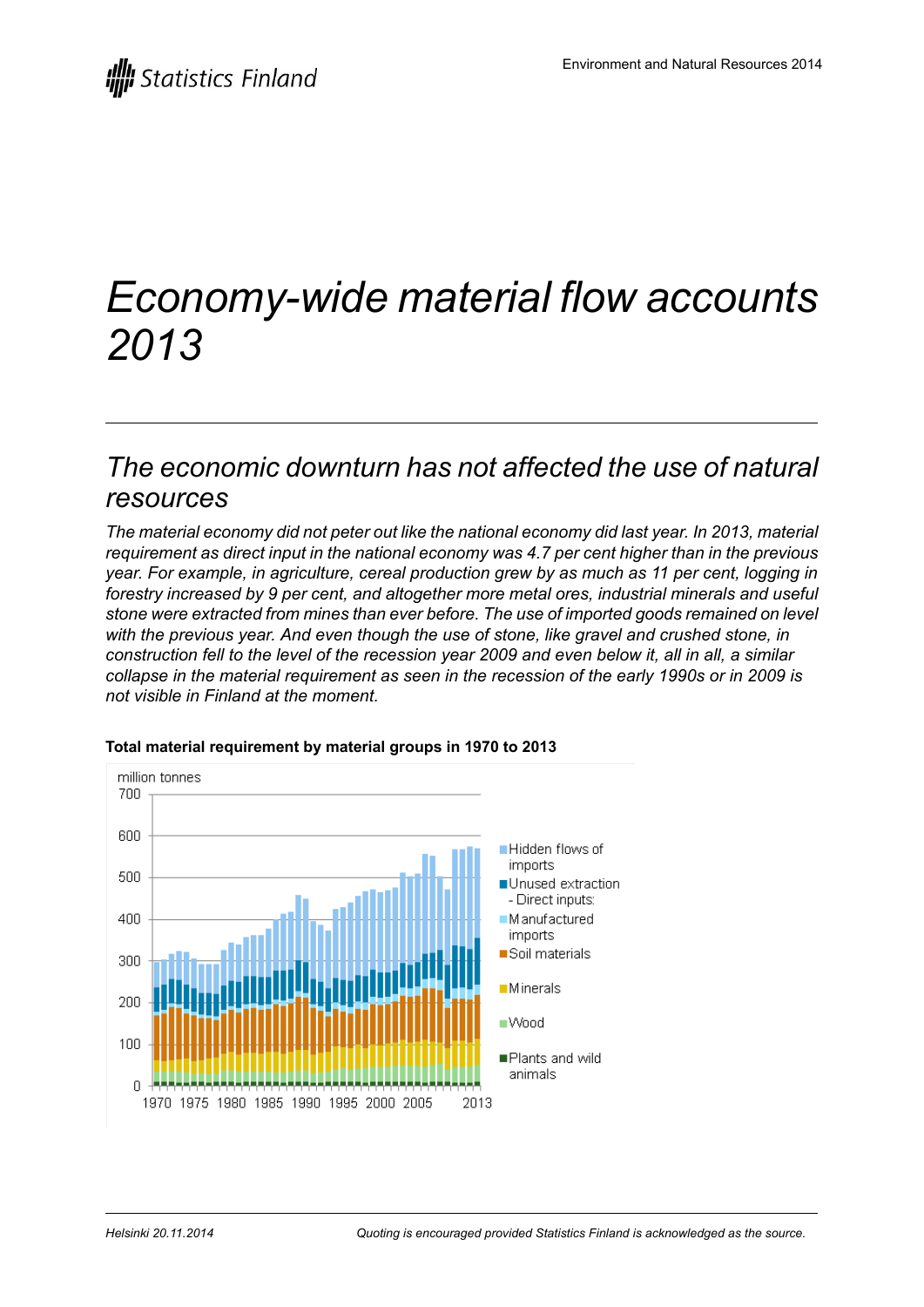# Economy-wide material flow accounts 2013

## *The economic downturn has not affected the use of natural resources*

*The material economy did not peter out like the national economy did last year. In 2013, material requirement as direct input in the national economy was 4.7 per cent higher than in the previous year. For example, in agriculture, cereal production grew by as much as 11 per cent, logging in forestry increased by 9 per cent, and altogether more metal ores, industrial minerals and useful stone were extracted from mines than ever before. The use of imported goods remained on level with the previous year. And even though the use of stone, like gravel and crushed stone, in construction fell to the level of the recession year 2009 and even below it, all in all, a similar collapse in the material requirement as seen in the recession of the early 1990s or in 2009 is not visible in Finland at the moment.*

**Total material requirement by material groups in 1970 to 2013**

Helsinki 20.11.2014

Quoting is encouraged provided Statistics Finland is acknowledged as the source.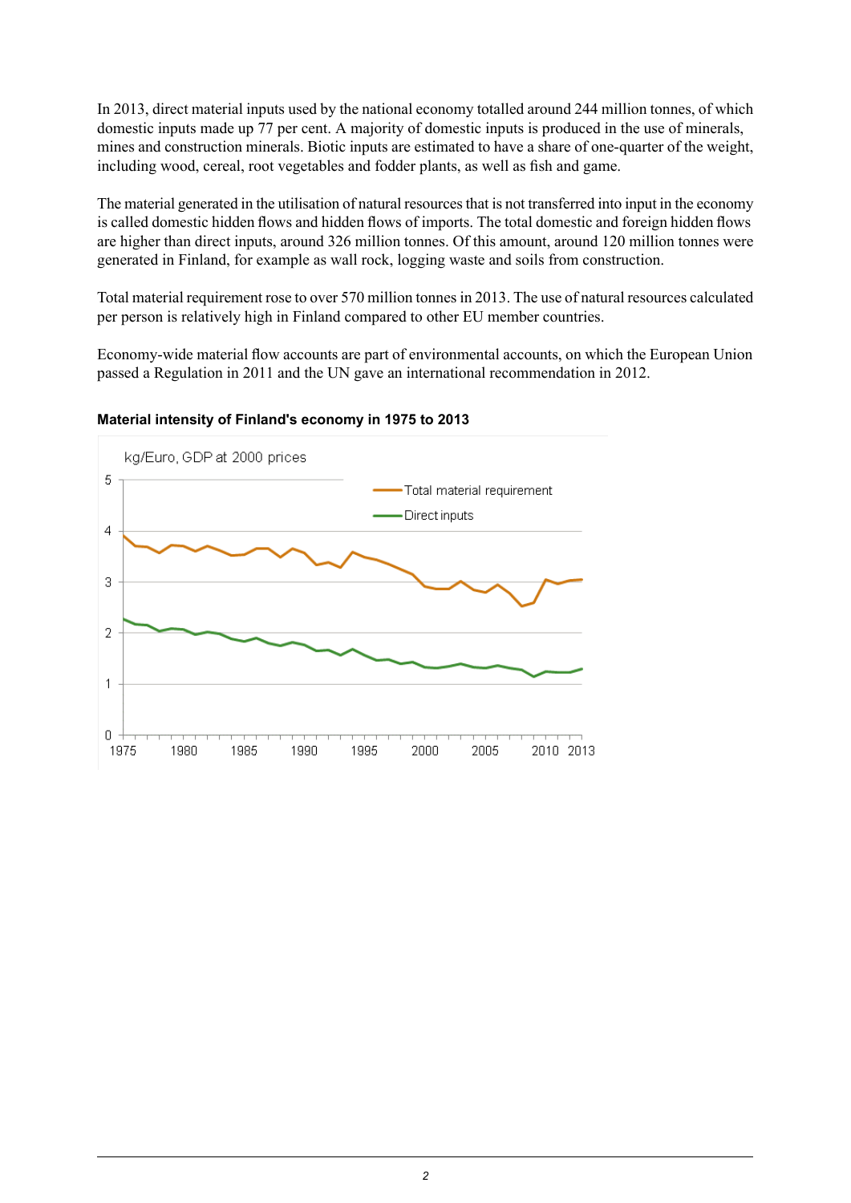In 2013, direct material inputs used by the national economy totalled around 244 million tonnes, of which domestic inputs made up 77 per cent. A majority of domestic inputs is produced in the use of minerals, mines and construction minerals. Biotic inputs are estimated to have a share of one-quarter of the weight, including wood, cereal, root vegetables and fodder plants, as well as fish and game.

The material generated in the utilisation of natural resources that is not transferred into input in the economy is called domestic hidden flows and hidden flows of imports. The total domestic and foreign hidden flows are higher than direct inputs, around 326 million tonnes. Of this amount, around 120 million tonnes were generated in Finland, for example as wall rock, logging waste and soils from construction.

Total material requirement rose to over 570 million tonnes in 2013. The use of natural resources calculated per person is relatively high in Finland compared to other EU member countries.

Economy-wide material flow accounts are part of environmental accounts, on which the European Union passed a Regulation in 2011 and the UN gave an international recommendation in 2012.

**Material intensity of Finland's economy in 1975 to 2013**

kg/Euro, GDP at 2000 prices

Legend: Total material requirement; Direct inputs

Y-axis: 0, 1, 2, 3, 4, 5

X-axis: 1975, 1980, 1985, 1990, 1995, 2000, 2005, 2010, 2013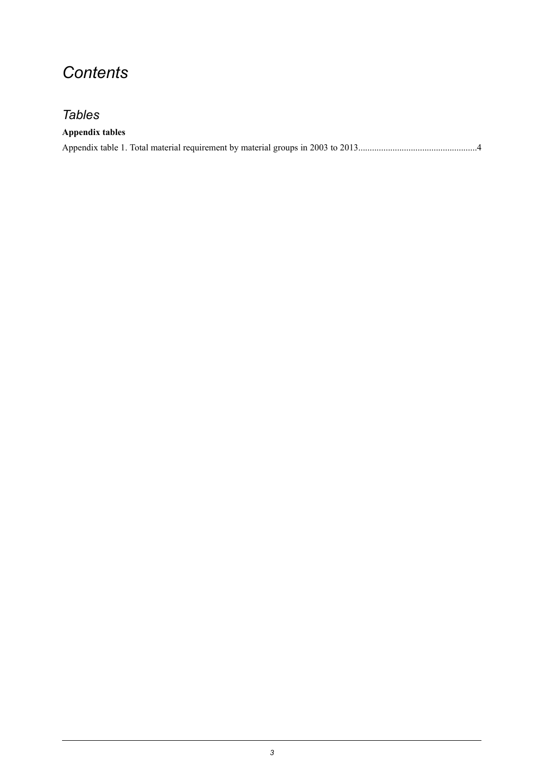# *Contents*

## *Tables*

**Appendix tables**

Appendix table 1. Total material requirement by material groups in 2003 to 2013....................................................4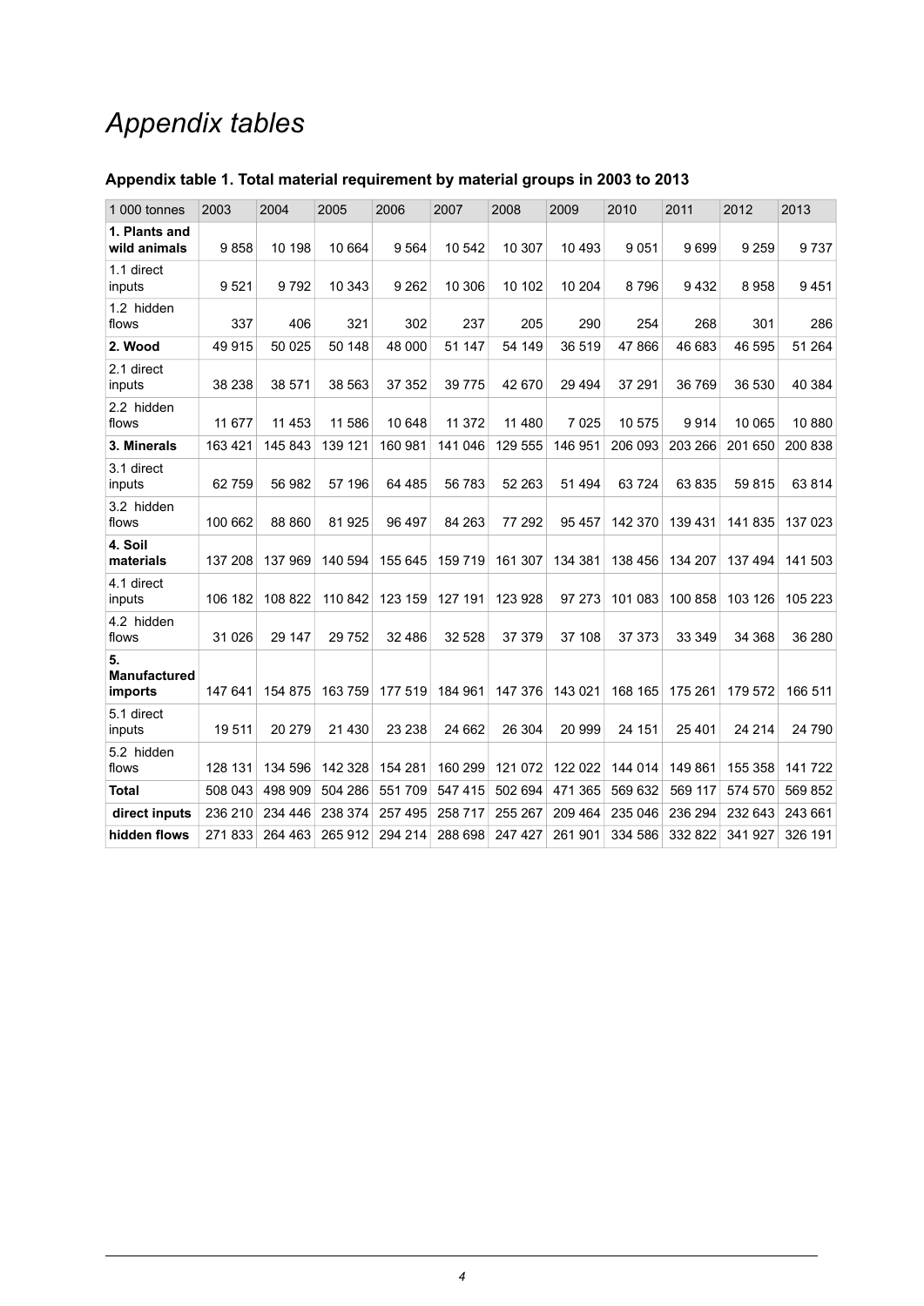# *Appendix tables*

**Appendix table 1. Total material requirement by material groups in 2003 to 2013**

| 1 000 tonnes | 2003 | 2004 | 2005 | 2006 | 2007 | 2008 | 2009 | 2010 | 2011 | 2012 | 2013 |
|---|---|---|---|---|---|---|---|---|---|---|---|
| **1. Plants and wild animals** | 9 858 | 10 198 | 10 664 | 9 564 | 10 542 | 10 307 | 10 493 | 9 051 | 9 699 | 9 259 | 9 737 |
| 1.1 direct inputs | 9 521 | 9 792 | 10 343 | 9 262 | 10 306 | 10 102 | 10 204 | 8 796 | 9 432 | 8 958 | 9 451 |
| 1.2 hidden flows | 337 | 406 | 321 | 302 | 237 | 205 | 290 | 254 | 268 | 301 | 286 |
| **2. Wood** | 49 915 | 50 025 | 50 148 | 48 000 | 51 147 | 54 149 | 36 519 | 47 866 | 46 683 | 46 595 | 51 264 |
| 2.1 direct inputs | 38 238 | 38 571 | 38 563 | 37 352 | 39 775 | 42 670 | 29 494 | 37 291 | 36 769 | 36 530 | 40 384 |
| 2.2 hidden flows | 11 677 | 11 453 | 11 586 | 10 648 | 11 372 | 11 480 | 7 025 | 10 575 | 9 914 | 10 065 | 10 880 |
| **3. Minerals** | 163 421 | 145 843 | 139 121 | 160 981 | 141 046 | 129 555 | 146 951 | 206 093 | 203 266 | 201 650 | 200 838 |
| 3.1 direct inputs | 62 759 | 56 982 | 57 196 | 64 485 | 56 783 | 52 263 | 51 494 | 63 724 | 63 835 | 59 815 | 63 814 |
| 3.2 hidden flows | 100 662 | 88 860 | 81 925 | 96 497 | 84 263 | 77 292 | 95 457 | 142 370 | 139 431 | 141 835 | 137 023 |
| **4. Soil materials** | 137 208 | 137 969 | 140 594 | 155 645 | 159 719 | 161 307 | 134 381 | 138 456 | 134 207 | 137 494 | 141 503 |
| 4.1 direct inputs | 106 182 | 108 822 | 110 842 | 123 159 | 127 191 | 123 928 | 97 273 | 101 083 | 100 858 | 103 126 | 105 223 |
| 4.2 hidden flows | 31 026 | 29 147 | 29 752 | 32 486 | 32 528 | 37 379 | 37 108 | 37 373 | 33 349 | 34 368 | 36 280 |
| **5. Manufactured imports** | 147 641 | 154 875 | 163 759 | 177 519 | 184 961 | 147 376 | 143 021 | 168 165 | 175 261 | 179 572 | 166 511 |
| 5.1 direct inputs | 19 511 | 20 279 | 21 430 | 23 238 | 24 662 | 26 304 | 20 999 | 24 151 | 25 401 | 24 214 | 24 790 |
| 5.2 hidden flows | 128 131 | 134 596 | 142 328 | 154 281 | 160 299 | 121 072 | 122 022 | 144 014 | 149 861 | 155 358 | 141 722 |
| **Total** | 508 043 | 498 909 | 504 286 | 551 709 | 547 415 | 502 694 | 471 365 | 569 632 | 569 117 | 574 570 | 569 852 |
| **direct inputs** | 236 210 | 234 446 | 238 374 | 257 495 | 258 717 | 255 267 | 209 464 | 235 046 | 236 294 | 232 643 | 243 661 |
| **hidden flows** | 271 833 | 264 463 | 265 912 | 294 214 | 288 698 | 247 427 | 261 901 | 334 586 | 332 822 | 341 927 | 326 191 |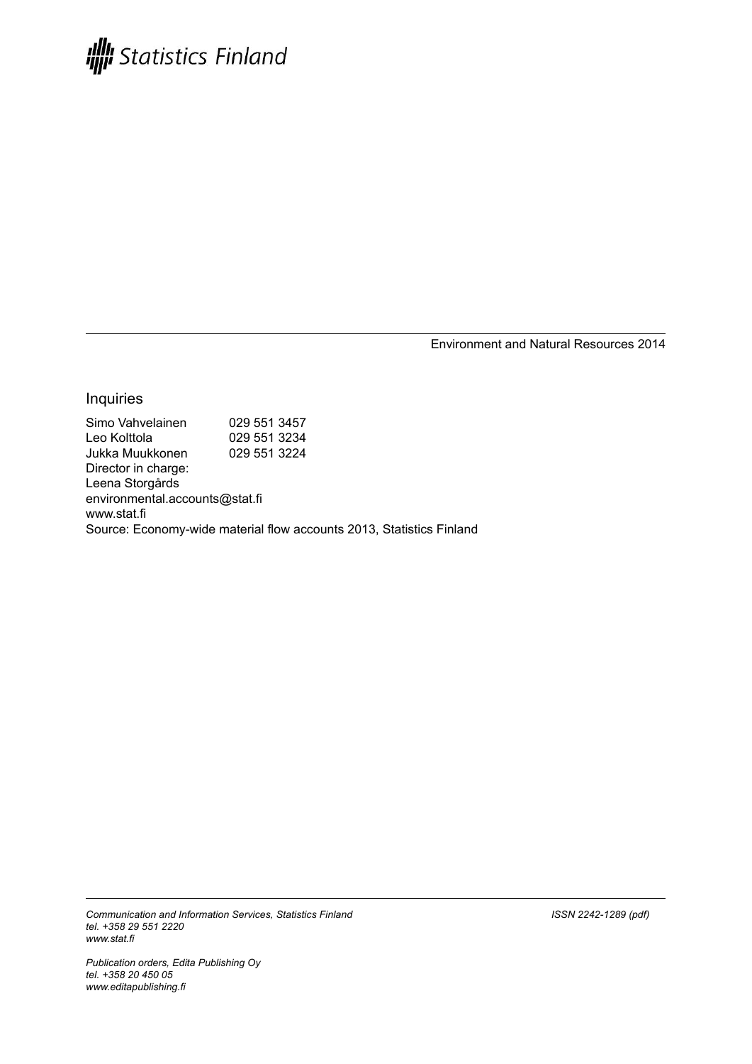Statistics Finland

Environment and Natural Resources 2014

## Inquiries

| | |
|---|---|
| Simo Vahvelainen | 029 551 3457 |
| Leo Kolttola | 029 551 3234 |
| Jukka Muukkonen | 029 551 3224 |

Director in charge:
Leena Storgårds
environmental.accounts@stat.fi
www.stat.fi
Source: Economy-wide material flow accounts 2013, Statistics Finland

*Communication and Information Services, Statistics Finland*
*tel. +358 29 551 2220*
*www.stat.fi*

*ISSN 2242-1289 (pdf)*

*Publication orders, Edita Publishing Oy*
*tel. +358 20 450 05*
*www.editapublishing.fi*